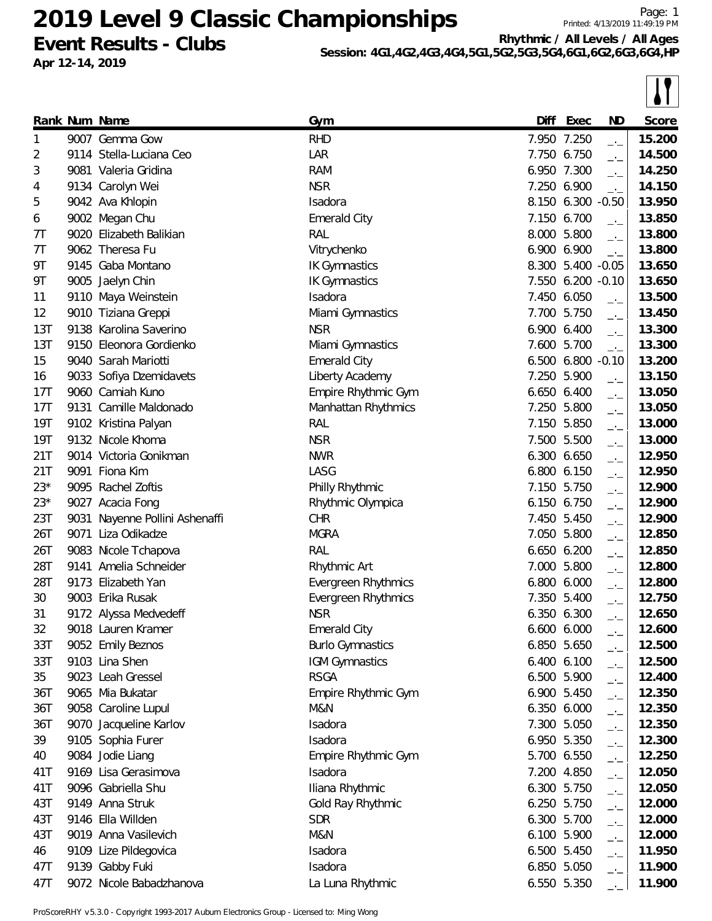# 2019 Level 9 Classic Championships

## Event Results - Clubs

**Apr 12-14, 2019**

Printed: 4/13/2019 11:49:19 PM

**Rhythmic / All Levels / All Ages**

**Session: 4G1,4G2,4G3,4G4,5G1,5G2,5G3,5G4,6G1,6G2,6G3,6G4,HP**

| Rank | Num | Name | Gym | Diff | Exec | ND | Score |
|---|---|---|---|---|---|---|---|
| 1 | 9007 | Gemma Gow | RHD | 7.950 | 7.250 | _._ | **15.200** |
| 2 | 9114 | Stella-Luciana Ceo | LAR | 7.750 | 6.750 | _._ | **14.500** |
| 3 | 9081 | Valeria Gridina | RAM | 6.950 | 7.300 | _._ | **14.250** |
| 4 | 9134 | Carolyn Wei | NSR | 7.250 | 6.900 | _._ | **14.150** |
| 5 | 9042 | Ava Khlopin | Isadora | 8.150 | 6.300 | -0.50 | **13.950** |
| 6 | 9002 | Megan Chu | Emerald City | 7.150 | 6.700 | _._ | **13.850** |
| 7T | 9020 | Elizabeth Balikian | RAL | 8.000 | 5.800 | _._ | **13.800** |
| 7T | 9062 | Theresa Fu | Vitrychenko | 6.900 | 6.900 | _._ | **13.800** |
| 9T | 9145 | Gaba Montano | IK Gymnastics | 8.300 | 5.400 | -0.05 | **13.650** |
| 9T | 9005 | Jaelyn Chin | IK Gymnastics | 7.550 | 6.200 | -0.10 | **13.650** |
| 11 | 9110 | Maya Weinstein | Isadora | 7.450 | 6.050 | _._ | **13.500** |
| 12 | 9010 | Tiziana Greppi | Miami Gymnastics | 7.700 | 5.750 | _._ | **13.450** |
| 13T | 9138 | Karolina Saverino | NSR | 6.900 | 6.400 | _._ | **13.300** |
| 13T | 9150 | Eleonora Gordienko | Miami Gymnastics | 7.600 | 5.700 | _._ | **13.300** |
| 15 | 9040 | Sarah Mariotti | Emerald City | 6.500 | 6.800 | -0.10 | **13.200** |
| 16 | 9033 | Sofiya Dzemidavets | Liberty Academy | 7.250 | 5.900 | _._ | **13.150** |
| 17T | 9060 | Camiah Kuno | Empire Rhythmic Gym | 6.650 | 6.400 | _._ | **13.050** |
| 17T | 9131 | Camille Maldonado | Manhattan Rhythmics | 7.250 | 5.800 | _._ | **13.050** |
| 19T | 9102 | Kristina Palyan | RAL | 7.150 | 5.850 | _._ | **13.000** |
| 19T | 9132 | Nicole Khoma | NSR | 7.500 | 5.500 | _._ | **13.000** |
| 21T | 9014 | Victoria Gonikman | NWR | 6.300 | 6.650 | _._ | **12.950** |
| 21T | 9091 | Fiona Kim | LASG | 6.800 | 6.150 | _._ | **12.950** |
| 23* | 9095 | Rachel Zoftis | Philly Rhythmic | 7.150 | 5.750 | _._ | **12.900** |
| 23* | 9027 | Acacia Fong | Rhythmic Olympica | 6.150 | 6.750 | _._ | **12.900** |
| 23T | 9031 | Nayenne Pollini Ashenaffi | CHR | 7.450 | 5.450 | _._ | **12.900** |
| 26T | 9071 | Liza Odikadze | MGRA | 7.050 | 5.800 | _._ | **12.850** |
| 26T | 9083 | Nicole Tchapova | RAL | 6.650 | 6.200 | _._ | **12.850** |
| 28T | 9141 | Amelia Schneider | Rhythmic Art | 7.000 | 5.800 | _._ | **12.800** |
| 28T | 9173 | Elizabeth Yan | Evergreen Rhythmics | 6.800 | 6.000 | _._ | **12.800** |
| 30 | 9003 | Erika Rusak | Evergreen Rhythmics | 7.350 | 5.400 | _._ | **12.750** |
| 31 | 9172 | Alyssa Medvedeff | NSR | 6.350 | 6.300 | _._ | **12.650** |
| 32 | 9018 | Lauren Kramer | Emerald City | 6.600 | 6.000 | _._ | **12.600** |
| 33T | 9052 | Emily Beznos | Burlo Gymnastics | 6.850 | 5.650 | _._ | **12.500** |
| 33T | 9103 | Lina Shen | IGM Gymnastics | 6.400 | 6.100 | _._ | **12.500** |
| 35 | 9023 | Leah Gressel | RSGA | 6.500 | 5.900 | _._ | **12.400** |
| 36T | 9065 | Mia Bukatar | Empire Rhythmic Gym | 6.900 | 5.450 | _._ | **12.350** |
| 36T | 9058 | Caroline Lupul | M&N | 6.350 | 6.000 | _._ | **12.350** |
| 36T | 9070 | Jacqueline Karlov | Isadora | 7.300 | 5.050 | _._ | **12.350** |
| 39 | 9105 | Sophia Furer | Isadora | 6.950 | 5.350 | _._ | **12.300** |
| 40 | 9084 | Jodie Liang | Empire Rhythmic Gym | 5.700 | 6.550 | _._ | **12.250** |
| 41T | 9169 | Lisa Gerasimova | Isadora | 7.200 | 4.850 | _._ | **12.050** |
| 41T | 9096 | Gabriella Shu | Iliana Rhythmic | 6.300 | 5.750 | _._ | **12.050** |
| 43T | 9149 | Anna Struk | Gold Ray Rhythmic | 6.250 | 5.750 | _._ | **12.000** |
| 43T | 9146 | Ella Willden | SDR | 6.300 | 5.700 | _._ | **12.000** |
| 43T | 9019 | Anna Vasilevich | M&N | 6.100 | 5.900 | _._ | **12.000** |
| 46 | 9109 | Lize Pildegovica | Isadora | 6.500 | 5.450 | _._ | **11.950** |
| 47T | 9139 | Gabby Fuki | Isadora | 6.850 | 5.050 | _._ | **11.900** |
| 47T | 9072 | Nicole Babadzhanova | La Luna Rhythmic | 6.550 | 5.350 | _._ | **11.900** |

ProScoreRHY v5.3.0 - Copyright 1993-2017 Auburn Electronics Group - Licensed to: Ming Wong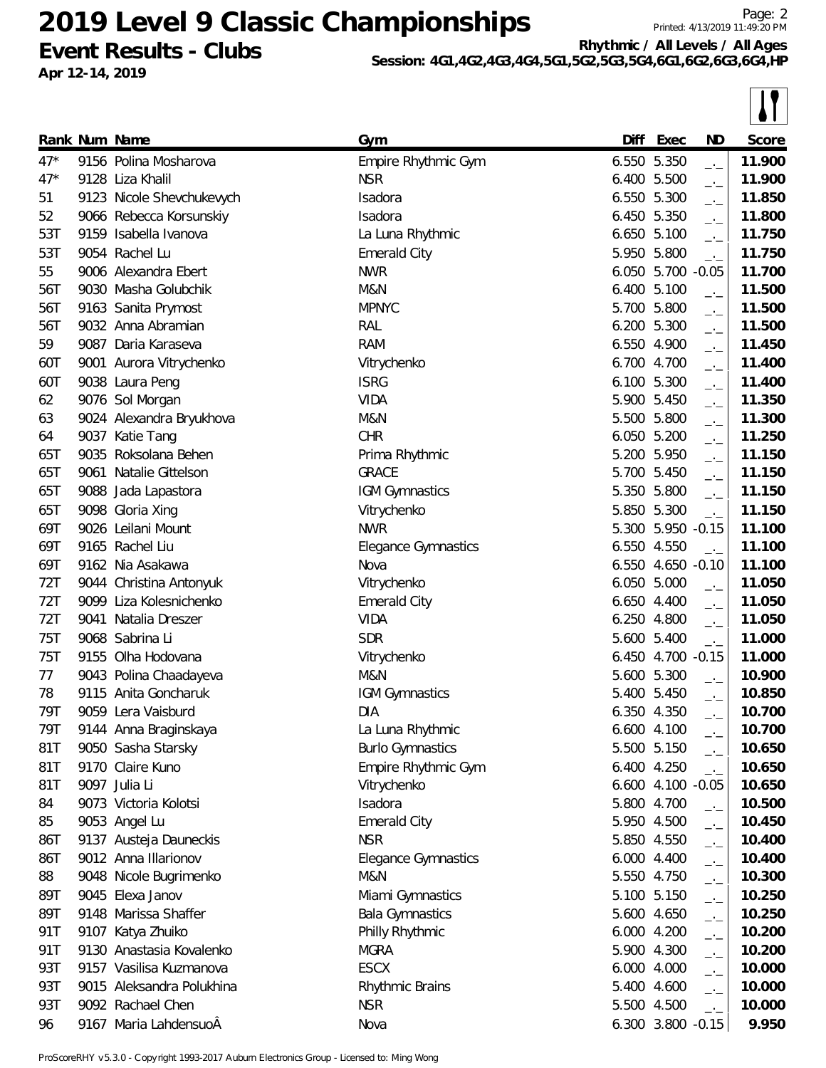# 2019 Level 9 Classic Championships

**Event Results - Clubs**

**Apr 12-14, 2019**

Printed: 4/13/2019 11:49:20 PM

**Rhythmic / All Levels / All Ages**

**Session: 4G1,4G2,4G3,4G4,5G1,5G2,5G3,5G4,6G1,6G2,6G3,6G4,HP**

| Rank | Num | Name | Gym | Diff | Exec | ND | Score |
|---|---|---|---|---|---|---|---|
| 47* | 9156 | Polina Mosharova | Empire Rhythmic Gym | 6.550 | 5.350 | _._ | **11.900** |
| 47* | 9128 | Liza Khalil | NSR | 6.400 | 5.500 | _._ | **11.900** |
| 51 | 9123 | Nicole Shevchukevych | Isadora | 6.550 | 5.300 | _._ | **11.850** |
| 52 | 9066 | Rebecca Korsunskiy | Isadora | 6.450 | 5.350 | _._ | **11.800** |
| 53T | 9159 | Isabella Ivanova | La Luna Rhythmic | 6.650 | 5.100 | _._ | **11.750** |
| 53T | 9054 | Rachel Lu | Emerald City | 5.950 | 5.800 | _._ | **11.750** |
| 55 | 9006 | Alexandra Ebert | NWR | 6.050 | 5.700 | -0.05 | **11.700** |
| 56T | 9030 | Masha Golubchik | M&N | 6.400 | 5.100 | _._ | **11.500** |
| 56T | 9163 | Sanita Prymost | MPNYC | 5.700 | 5.800 | _._ | **11.500** |
| 56T | 9032 | Anna Abramian | RAL | 6.200 | 5.300 | _._ | **11.500** |
| 59 | 9087 | Daria Karaseva | RAM | 6.550 | 4.900 | _._ | **11.450** |
| 60T | 9001 | Aurora Vitrychenko | Vitrychenko | 6.700 | 4.700 | _._ | **11.400** |
| 60T | 9038 | Laura Peng | ISRG | 6.100 | 5.300 | _._ | **11.400** |
| 62 | 9076 | Sol Morgan | VIDA | 5.900 | 5.450 | _._ | **11.350** |
| 63 | 9024 | Alexandra Bryukhova | M&N | 5.500 | 5.800 | _._ | **11.300** |
| 64 | 9037 | Katie Tang | CHR | 6.050 | 5.200 | _._ | **11.250** |
| 65T | 9035 | Roksolana Behen | Prima Rhythmic | 5.200 | 5.950 | _._ | **11.150** |
| 65T | 9061 | Natalie Gittelson | GRACE | 5.700 | 5.450 | _._ | **11.150** |
| 65T | 9088 | Jada Lapastora | IGM Gymnastics | 5.350 | 5.800 | _._ | **11.150** |
| 65T | 9098 | Gloria Xing | Vitrychenko | 5.850 | 5.300 | _._ | **11.150** |
| 69T | 9026 | Leilani Mount | NWR | 5.300 | 5.950 | -0.15 | **11.100** |
| 69T | 9165 | Rachel Liu | Elegance Gymnastics | 6.550 | 4.550 | _._ | **11.100** |
| 69T | 9162 | Nia Asakawa | Nova | 6.550 | 4.650 | -0.10 | **11.100** |
| 72T | 9044 | Christina Antonyuk | Vitrychenko | 6.050 | 5.000 | _._ | **11.050** |
| 72T | 9099 | Liza Kolesnichenko | Emerald City | 6.650 | 4.400 | _._ | **11.050** |
| 72T | 9041 | Natalia Dreszer | VIDA | 6.250 | 4.800 | _._ | **11.050** |
| 75T | 9068 | Sabrina Li | SDR | 5.600 | 5.400 | _._ | **11.000** |
| 75T | 9155 | Olha Hodovana | Vitrychenko | 6.450 | 4.700 | -0.15 | **11.000** |
| 77 | 9043 | Polina Chaadayeva | M&N | 5.600 | 5.300 | _._ | **10.900** |
| 78 | 9115 | Anita Goncharuk | IGM Gymnastics | 5.400 | 5.450 | _._ | **10.850** |
| 79T | 9059 | Lera Vaisburd | DIA | 6.350 | 4.350 | _._ | **10.700** |
| 79T | 9144 | Anna Braginskaya | La Luna Rhythmic | 6.600 | 4.100 | _._ | **10.700** |
| 81T | 9050 | Sasha Starsky | Burlo Gymnastics | 5.500 | 5.150 | _._ | **10.650** |
| 81T | 9170 | Claire Kuno | Empire Rhythmic Gym | 6.400 | 4.250 | _._ | **10.650** |
| 81T | 9097 | Julia Li | Vitrychenko | 6.600 | 4.100 | -0.05 | **10.650** |
| 84 | 9073 | Victoria Kolotsi | Isadora | 5.800 | 4.700 | _._ | **10.500** |
| 85 | 9053 | Angel Lu | Emerald City | 5.950 | 4.500 | _._ | **10.450** |
| 86T | 9137 | Austeja Dauneckis | NSR | 5.850 | 4.550 | _._ | **10.400** |
| 86T | 9012 | Anna Illarionov | Elegance Gymnastics | 6.000 | 4.400 | _._ | **10.400** |
| 88 | 9048 | Nicole Bugrimenko | M&N | 5.550 | 4.750 | _._ | **10.300** |
| 89T | 9045 | Elexa Janov | Miami Gymnastics | 5.100 | 5.150 | _._ | **10.250** |
| 89T | 9148 | Marissa Shaffer | Bala Gymnastics | 5.600 | 4.650 | _._ | **10.250** |
| 91T | 9107 | Katya Zhuiko | Philly Rhythmic | 6.000 | 4.200 | _._ | **10.200** |
| 91T | 9130 | Anastasia Kovalenko | MGRA | 5.900 | 4.300 | _._ | **10.200** |
| 93T | 9157 | Vasilisa Kuzmanova | ESCX | 6.000 | 4.000 | _._ | **10.000** |
| 93T | 9015 | Aleksandra Polukhina | Rhythmic Brains | 5.400 | 4.600 | _._ | **10.000** |
| 93T | 9092 | Rachael Chen | NSR | 5.500 | 4.500 | _._ | **10.000** |
| 96 | 9167 | Maria LahdensuoÂ | Nova | 6.300 | 3.800 | -0.15 | **9.950** |

ProScoreRHY v5.3.0 - Copyright 1993-2017 Auburn Electronics Group - Licensed to: Ming Wong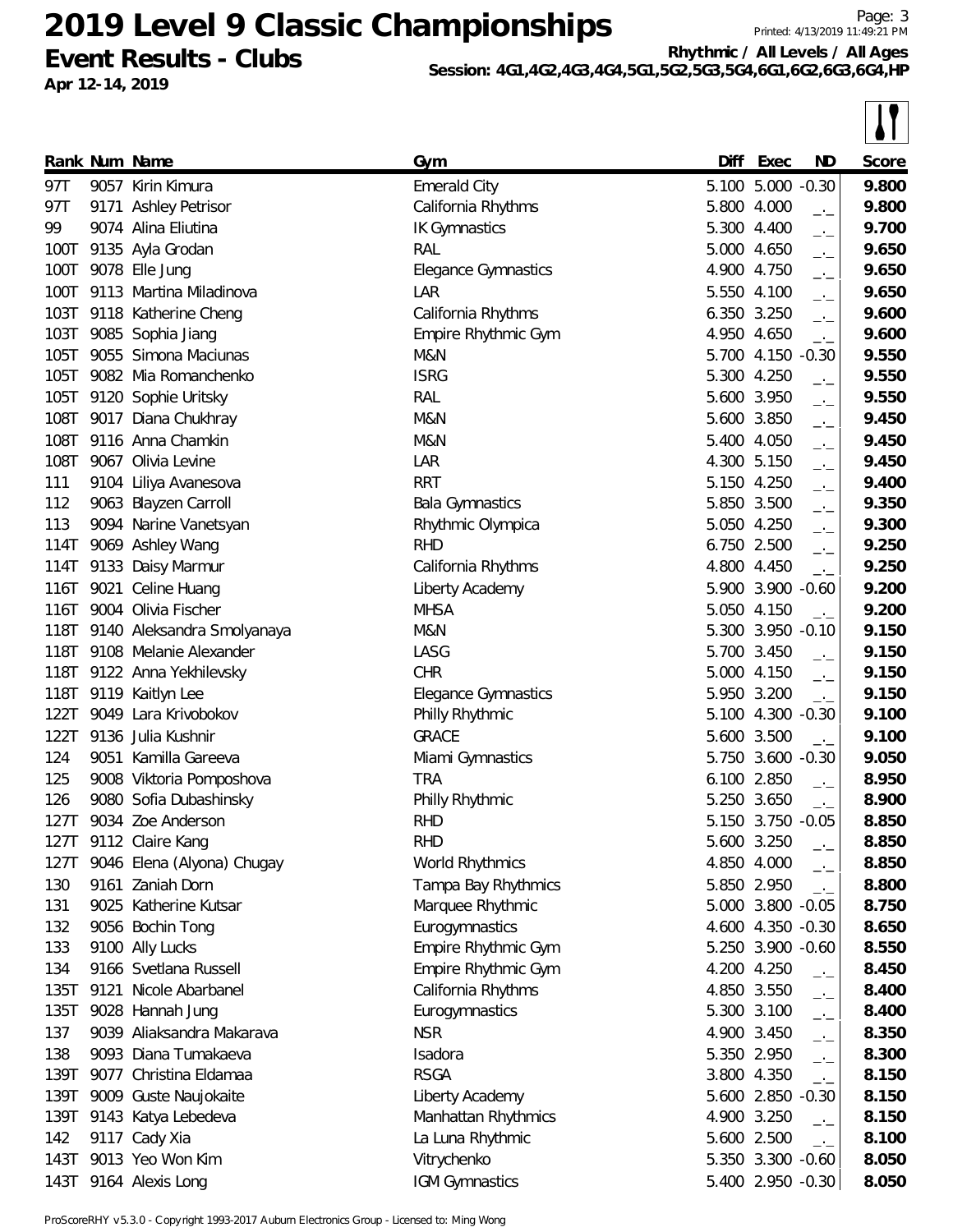# 2019 Level 9 Classic Championships

**Event Results - Clubs**

**Apr 12-14, 2019**

**Rhythmic / All Levels / All Ages**

**Session: 4G1,4G2,4G3,4G4,5G1,5G2,5G3,5G4,6G1,6G2,6G3,6G4,HP**

| Rank | Num | Name | Gym | Diff | Exec | ND | Score |
|---|---|---|---|---|---|---|---|
| 97T | 9057 | Kirin Kimura | Emerald City | 5.100 | 5.000 | -0.30 | **9.800** |
| 97T | 9171 | Ashley Petrisor | California Rhythms | 5.800 | 4.000 | _._ | **9.800** |
| 99 | 9074 | Alina Eliutina | IK Gymnastics | 5.300 | 4.400 | _._ | **9.700** |
| 100T | 9135 | Ayla Grodan | RAL | 5.000 | 4.650 | _._ | **9.650** |
| 100T | 9078 | Elle Jung | Elegance Gymnastics | 4.900 | 4.750 | _._ | **9.650** |
| 100T | 9113 | Martina Miladinova | LAR | 5.550 | 4.100 | _._ | **9.650** |
| 103T | 9118 | Katherine Cheng | California Rhythms | 6.350 | 3.250 | _._ | **9.600** |
| 103T | 9085 | Sophia Jiang | Empire Rhythmic Gym | 4.950 | 4.650 | _._ | **9.600** |
| 105T | 9055 | Simona Maciunas | M&N | 5.700 | 4.150 | -0.30 | **9.550** |
| 105T | 9082 | Mia Romanchenko | ISRG | 5.300 | 4.250 | _._ | **9.550** |
| 105T | 9120 | Sophie Uritsky | RAL | 5.600 | 3.950 | _._ | **9.550** |
| 108T | 9017 | Diana Chukhray | M&N | 5.600 | 3.850 | _._ | **9.450** |
| 108T | 9116 | Anna Chamkin | M&N | 5.400 | 4.050 | _._ | **9.450** |
| 108T | 9067 | Olivia Levine | LAR | 4.300 | 5.150 | _._ | **9.450** |
| 111 | 9104 | Liliya Avanesova | RRT | 5.150 | 4.250 | _._ | **9.400** |
| 112 | 9063 | Blayzen Carroll | Bala Gymnastics | 5.850 | 3.500 | _._ | **9.350** |
| 113 | 9094 | Narine Vanetsyan | Rhythmic Olympica | 5.050 | 4.250 | _._ | **9.300** |
| 114T | 9069 | Ashley Wang | RHD | 6.750 | 2.500 | _._ | **9.250** |
| 114T | 9133 | Daisy Marmur | California Rhythms | 4.800 | 4.450 | _._ | **9.250** |
| 116T | 9021 | Celine Huang | Liberty Academy | 5.900 | 3.900 | -0.60 | **9.200** |
| 116T | 9004 | Olivia Fischer | MHSA | 5.050 | 4.150 | _._ | **9.200** |
| 118T | 9140 | Aleksandra Smolyanaya | M&N | 5.300 | 3.950 | -0.10 | **9.150** |
| 118T | 9108 | Melanie Alexander | LASG | 5.700 | 3.450 | _._ | **9.150** |
| 118T | 9122 | Anna Yekhilevsky | CHR | 5.000 | 4.150 | _._ | **9.150** |
| 118T | 9119 | Kaitlyn Lee | Elegance Gymnastics | 5.950 | 3.200 | _._ | **9.150** |
| 122T | 9049 | Lara Krivobokov | Philly Rhythmic | 5.100 | 4.300 | -0.30 | **9.100** |
| 122T | 9136 | Julia Kushnir | GRACE | 5.600 | 3.500 | _._ | **9.100** |
| 124 | 9051 | Kamilla Gareeva | Miami Gymnastics | 5.750 | 3.600 | -0.30 | **9.050** |
| 125 | 9008 | Viktoria Pomposhova | TRA | 6.100 | 2.850 | _._ | **8.950** |
| 126 | 9080 | Sofia Dubashinsky | Philly Rhythmic | 5.250 | 3.650 | _._ | **8.900** |
| 127T | 9034 | Zoe Anderson | RHD | 5.150 | 3.750 | -0.05 | **8.850** |
| 127T | 9112 | Claire Kang | RHD | 5.600 | 3.250 | _._ | **8.850** |
| 127T | 9046 | Elena (Alyona) Chugay | World Rhythmics | 4.850 | 4.000 | _._ | **8.850** |
| 130 | 9161 | Zaniah Dorn | Tampa Bay Rhythmics | 5.850 | 2.950 | _._ | **8.800** |
| 131 | 9025 | Katherine Kutsar | Marquee Rhythmic | 5.000 | 3.800 | -0.05 | **8.750** |
| 132 | 9056 | Bochin Tong | Eurogymnastics | 4.600 | 4.350 | -0.30 | **8.650** |
| 133 | 9100 | Ally Lucks | Empire Rhythmic Gym | 5.250 | 3.900 | -0.60 | **8.550** |
| 134 | 9166 | Svetlana Russell | Empire Rhythmic Gym | 4.200 | 4.250 | _._ | **8.450** |
| 135T | 9121 | Nicole Abarbanel | California Rhythms | 4.850 | 3.550 | _._ | **8.400** |
| 135T | 9028 | Hannah Jung | Eurogymnastics | 5.300 | 3.100 | _._ | **8.400** |
| 137 | 9039 | Aliaksandra Makarava | NSR | 4.900 | 3.450 | _._ | **8.350** |
| 138 | 9093 | Diana Tumakaeva | Isadora | 5.350 | 2.950 | _._ | **8.300** |
| 139T | 9077 | Christina Eldamaa | RSGA | 3.800 | 4.350 | _._ | **8.150** |
| 139T | 9009 | Guste Naujokaite | Liberty Academy | 5.600 | 2.850 | -0.30 | **8.150** |
| 139T | 9143 | Katya Lebedeva | Manhattan Rhythmics | 4.900 | 3.250 | _._ | **8.150** |
| 142 | 9117 | Cady Xia | La Luna Rhythmic | 5.600 | 2.500 | _._ | **8.100** |
| 143T | 9013 | Yeo Won Kim | Vitrychenko | 5.350 | 3.300 | -0.60 | **8.050** |
| 143T | 9164 | Alexis Long | IGM Gymnastics | 5.400 | 2.950 | -0.30 | **8.050** |

ProScoreRHY v5.3.0 - Copyright 1993-2017 Auburn Electronics Group - Licensed to: Ming Wong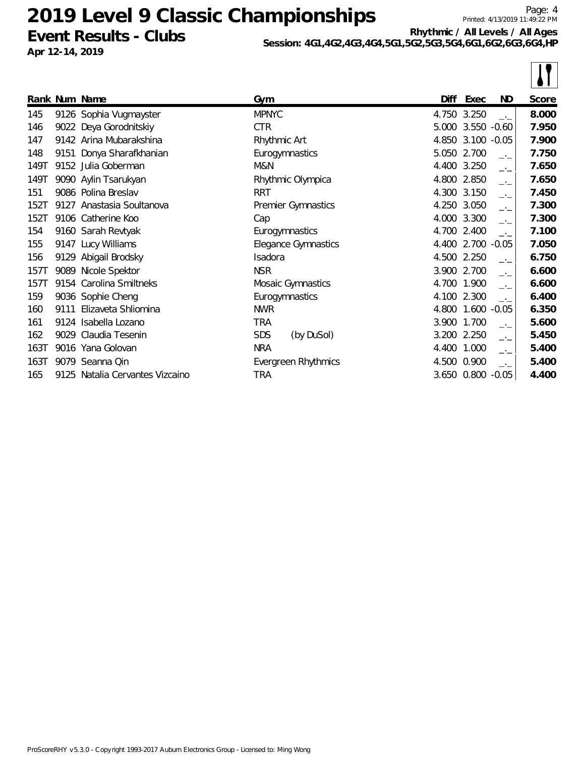# 2019 Level 9 Classic Championships

## Event Results - Clubs

**Apr 12-14, 2019**

Printed: 4/13/2019 11:49:22 PM

**Rhythmic / All Levels / All Ages**
**Session: 4G1,4G2,4G3,4G4,5G1,5G2,5G3,5G4,6G1,6G2,6G3,6G4,HP**

| Rank | Num | Name | Gym | Diff | Exec | ND | Score |
|---|---|---|---|---|---|---|---|
| 145 | 9126 | Sophia Vugmayster | MPNYC | 4.750 | 3.250 | _._ | **8.000** |
| 146 | 9022 | Deya Gorodnitskiy | CTR | 5.000 | 3.550 | -0.60 | **7.950** |
| 147 | 9142 | Arina Mubarakshina | Rhythmic Art | 4.850 | 3.100 | -0.05 | **7.900** |
| 148 | 9151 | Donya Sharafkhanian | Eurogymnastics | 5.050 | 2.700 | _._ | **7.750** |
| 149T | 9152 | Julia Goberman | M&N | 4.400 | 3.250 | _._ | **7.650** |
| 149T | 9090 | Aylin Tsarukyan | Rhythmic Olympica | 4.800 | 2.850 | _._ | **7.650** |
| 151 | 9086 | Polina Breslav | RRT | 4.300 | 3.150 | _._ | **7.450** |
| 152T | 9127 | Anastasia Soultanova | Premier Gymnastics | 4.250 | 3.050 | _._ | **7.300** |
| 152T | 9106 | Catherine Koo | Cap | 4.000 | 3.300 | _._ | **7.300** |
| 154 | 9160 | Sarah Revtyak | Eurogymnastics | 4.700 | 2.400 | _._ | **7.100** |
| 155 | 9147 | Lucy Williams | Elegance Gymnastics | 4.400 | 2.700 | -0.05 | **7.050** |
| 156 | 9129 | Abigail Brodsky | Isadora | 4.500 | 2.250 | _._ | **6.750** |
| 157T | 9089 | Nicole Spektor | NSR | 3.900 | 2.700 | _._ | **6.600** |
| 157T | 9154 | Carolina Smiltneks | Mosaic Gymnastics | 4.700 | 1.900 | _._ | **6.600** |
| 159 | 9036 | Sophie Cheng | Eurogymnastics | 4.100 | 2.300 | _._ | **6.400** |
| 160 | 9111 | Elizaveta Shliomina | NWR | 4.800 | 1.600 | -0.05 | **6.350** |
| 161 | 9124 | Isabella Lozano | TRA | 3.900 | 1.700 | _._ | **5.600** |
| 162 | 9029 | Claudia Tesenin | SDS (by DuSol) | 3.200 | 2.250 | _._ | **5.450** |
| 163T | 9016 | Yana Golovan | NRA | 4.400 | 1.000 | _._ | **5.400** |
| 163T | 9079 | Seanna Qin | Evergreen Rhythmics | 4.500 | 0.900 | _._ | **5.400** |
| 165 | 9125 | Natalia Cervantes Vizcaino | TRA | 3.650 | 0.800 | -0.05 | **4.400** |

ProScoreRHY v5.3.0 - Copyright 1993-2017 Auburn Electronics Group - Licensed to: Ming Wong